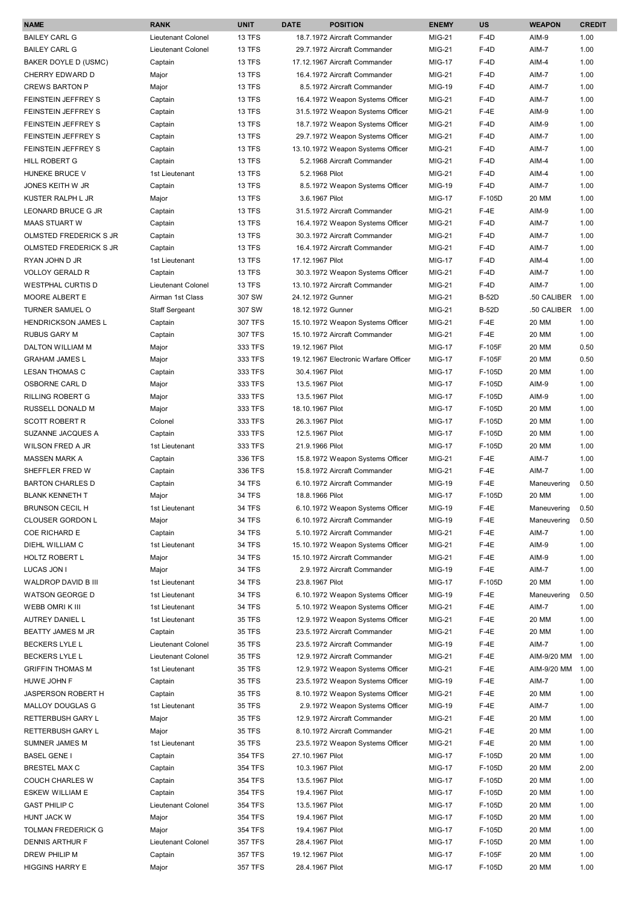| NAME | RANK | UNIT | DATE | POSITION | ENEMY | US | WEAPON | CREDIT |
|---|---|---|---|---|---|---|---|---|
| BAILEY CARL G | Lieutenant Colonel | 13 TFS | 18.7.1972 | Aircraft Commander | MIG-21 | F-4D | AIM-9 | 1.00 |
| BAILEY CARL G | Lieutenant Colonel | 13 TFS | 29.7.1972 | Aircraft Commander | MIG-21 | F-4D | AIM-7 | 1.00 |
| BAKER DOYLE D (USMC) | Captain | 13 TFS | 17.12.1967 | Aircraft Commander | MIG-17 | F-4D | AIM-4 | 1.00 |
| CHERRY EDWARD D | Major | 13 TFS | 16.4.1972 | Aircraft Commander | MIG-21 | F-4D | AIM-7 | 1.00 |
| CREWS BARTON P | Major | 13 TFS | 8.5.1972 | Aircraft Commander | MIG-19 | F-4D | AIM-7 | 1.00 |
| FEINSTEIN JEFFREY S | Captain | 13 TFS | 16.4.1972 | Weapon Systems Officer | MIG-21 | F-4D | AIM-7 | 1.00 |
| FEINSTEIN JEFFREY S | Captain | 13 TFS | 31.5.1972 | Weapon Systems Officer | MIG-21 | F-4E | AIM-9 | 1.00 |
| FEINSTEIN JEFFREY S | Captain | 13 TFS | 18.7.1972 | Weapon Systems Officer | MIG-21 | F-4D | AIM-9 | 1.00 |
| FEINSTEIN JEFFREY S | Captain | 13 TFS | 29.7.1972 | Weapon Systems Officer | MIG-21 | F-4D | AIM-7 | 1.00 |
| FEINSTEIN JEFFREY S | Captain | 13 TFS | 13.10.1972 | Weapon Systems Officer | MIG-21 | F-4D | AIM-7 | 1.00 |
| HILL ROBERT G | Captain | 13 TFS | 5.2.1968 | Aircraft Commander | MIG-21 | F-4D | AIM-4 | 1.00 |
| HUNEKE BRUCE V | 1st Lieutenant | 13 TFS | 5.2.1968 | Pilot | MIG-21 | F-4D | AIM-4 | 1.00 |
| JONES KEITH W JR | Captain | 13 TFS | 8.5.1972 | Weapon Systems Officer | MIG-19 | F-4D | AIM-7 | 1.00 |
| KUSTER RALPH L JR | Major | 13 TFS | 3.6.1967 | Pilot | MIG-17 | F-105D | 20 MM | 1.00 |
| LEONARD BRUCE G JR | Captain | 13 TFS | 31.5.1972 | Aircraft Commander | MIG-21 | F-4E | AIM-9 | 1.00 |
| MAAS STUART W | Captain | 13 TFS | 16.4.1972 | Weapon Systems Officer | MIG-21 | F-4D | AIM-7 | 1.00 |
| OLMSTED FREDERICK S JR | Captain | 13 TFS | 30.3.1972 | Aircraft Commander | MIG-21 | F-4D | AIM-7 | 1.00 |
| OLMSTED FREDERICK S JR | Captain | 13 TFS | 16.4.1972 | Aircraft Commander | MIG-21 | F-4D | AIM-7 | 1.00 |
| RYAN JOHN D JR | 1st Lieutenant | 13 TFS | 17.12.1967 | Pilot | MIG-17 | F-4D | AIM-4 | 1.00 |
| VOLLOY GERALD R | Captain | 13 TFS | 30.3.1972 | Weapon Systems Officer | MIG-21 | F-4D | AIM-7 | 1.00 |
| WESTPHAL CURTIS D | Lieutenant Colonel | 13 TFS | 13.10.1972 | Aircraft Commander | MIG-21 | F-4D | AIM-7 | 1.00 |
| MOORE ALBERT E | Airman 1st Class | 307 SW | 24.12.1972 | Gunner | MIG-21 | B-52D | .50 CALIBER | 1.00 |
| TURNER SAMUEL O | Staff Sergeant | 307 SW | 18.12.1972 | Gunner | MIG-21 | B-52D | .50 CALIBER | 1.00 |
| HENDRICKSON JAMES L | Captain | 307 TFS | 15.10.1972 | Weapon Systems Officer | MIG-21 | F-4E | 20 MM | 1.00 |
| RUBUS GARY M | Captain | 307 TFS | 15.10.1972 | Aircraft Commander | MIG-21 | F-4E | 20 MM | 1.00 |
| DALTON WILLIAM M | Major | 333 TFS | 19.12.1967 | Pilot | MIG-17 | F-105F | 20 MM | 0.50 |
| GRAHAM JAMES L | Major | 333 TFS | 19.12.1967 | Electronic Warfare Officer | MIG-17 | F-105F | 20 MM | 0.50 |
| LESAN THOMAS C | Captain | 333 TFS | 30.4.1967 | Pilot | MIG-17 | F-105D | 20 MM | 1.00 |
| OSBORNE CARL D | Major | 333 TFS | 13.5.1967 | Pilot | MIG-17 | F-105D | AIM-9 | 1.00 |
| RILLING ROBERT G | Major | 333 TFS | 13.5.1967 | Pilot | MIG-17 | F-105D | AIM-9 | 1.00 |
| RUSSELL DONALD M | Major | 333 TFS | 18.10.1967 | Pilot | MIG-17 | F-105D | 20 MM | 1.00 |
| SCOTT ROBERT R | Colonel | 333 TFS | 26.3.1967 | Pilot | MIG-17 | F-105D | 20 MM | 1.00 |
| SUZANNE JACQUES A | Captain | 333 TFS | 12.5.1967 | Pilot | MIG-17 | F-105D | 20 MM | 1.00 |
| WILSON FRED A JR | 1st Lieutenant | 333 TFS | 21.9.1966 | Pilot | MIG-17 | F-105D | 20 MM | 1.00 |
| MASSEN MARK A | Captain | 336 TFS | 15.8.1972 | Weapon Systems Officer | MIG-21 | F-4E | AIM-7 | 1.00 |
| SHEFFLER FRED W | Captain | 336 TFS | 15.8.1972 | Aircraft Commander | MIG-21 | F-4E | AIM-7 | 1.00 |
| BARTON CHARLES D | Captain | 34 TFS | 6.10.1972 | Aircraft Commander | MIG-19 | F-4E | Maneuvering | 0.50 |
| BLANK KENNETH T | Major | 34 TFS | 18.8.1966 | Pilot | MIG-17 | F-105D | 20 MM | 1.00 |
| BRUNSON CECIL H | 1st Lieutenant | 34 TFS | 6.10.1972 | Weapon Systems Officer | MIG-19 | F-4E | Maneuvering | 0.50 |
| CLOUSER GORDON L | Major | 34 TFS | 6.10.1972 | Aircraft Commander | MIG-19 | F-4E | Maneuvering | 0.50 |
| COE RICHARD E | Captain | 34 TFS | 5.10.1972 | Aircraft Commander | MIG-21 | F-4E | AIM-7 | 1.00 |
| DIEHL WILLIAM C | 1st Lieutenant | 34 TFS | 15.10.1972 | Weapon Systems Officer | MIG-21 | F-4E | AIM-9 | 1.00 |
| HOLTZ ROBERT L | Major | 34 TFS | 15.10.1972 | Aircraft Commander | MIG-21 | F-4E | AIM-9 | 1.00 |
| LUCAS JON I | Major | 34 TFS | 2.9.1972 | Aircraft Commander | MIG-19 | F-4E | AIM-7 | 1.00 |
| WALDROP DAVID B III | 1st Lieutenant | 34 TFS | 23.8.1967 | Pilot | MIG-17 | F-105D | 20 MM | 1.00 |
| WATSON GEORGE D | 1st Lieutenant | 34 TFS | 6.10.1972 | Weapon Systems Officer | MIG-19 | F-4E | Maneuvering | 0.50 |
| WEBB OMRI K III | 1st Lieutenant | 34 TFS | 5.10.1972 | Weapon Systems Officer | MIG-21 | F-4E | AIM-7 | 1.00 |
| AUTREY DANIEL L | 1st Lieutenant | 35 TFS | 12.9.1972 | Weapon Systems Officer | MIG-21 | F-4E | 20 MM | 1.00 |
| BEATTY JAMES M JR | Captain | 35 TFS | 23.5.1972 | Aircraft Commander | MIG-21 | F-4E | 20 MM | 1.00 |
| BECKERS LYLE L | Lieutenant Colonel | 35 TFS | 23.5.1972 | Aircraft Commander | MIG-19 | F-4E | AIM-7 | 1.00 |
| BECKERS LYLE L | Lieutenant Colonel | 35 TFS | 12.9.1972 | Aircraft Commander | MIG-21 | F-4E | AIM-9/20 MM | 1.00 |
| GRIFFIN THOMAS M | 1st Lieutenant | 35 TFS | 12.9.1972 | Weapon Systems Officer | MIG-21 | F-4E | AIM-9/20 MM | 1.00 |
| HUWE JOHN F | Captain | 35 TFS | 23.5.1972 | Weapon Systems Officer | MIG-19 | F-4E | AIM-7 | 1.00 |
| JASPERSON ROBERT H | Captain | 35 TFS | 8.10.1972 | Weapon Systems Officer | MIG-21 | F-4E | 20 MM | 1.00 |
| MALLOY DOUGLAS G | 1st Lieutenant | 35 TFS | 2.9.1972 | Weapon Systems Officer | MIG-19 | F-4E | AIM-7 | 1.00 |
| RETTERBUSH GARY L | Major | 35 TFS | 12.9.1972 | Aircraft Commander | MIG-21 | F-4E | 20 MM | 1.00 |
| RETTERBUSH GARY L | Major | 35 TFS | 8.10.1972 | Aircraft Commander | MIG-21 | F-4E | 20 MM | 1.00 |
| SUMNER JAMES M | 1st Lieutenant | 35 TFS | 23.5.1972 | Weapon Systems Officer | MIG-21 | F-4E | 20 MM | 1.00 |
| BASEL GENE I | Captain | 354 TFS | 27.10.1967 | Pilot | MIG-17 | F-105D | 20 MM | 1.00 |
| BRESTEL MAX C | Captain | 354 TFS | 10.3.1967 | Pilot | MIG-17 | F-105D | 20 MM | 2.00 |
| COUCH CHARLES W | Captain | 354 TFS | 13.5.1967 | Pilot | MIG-17 | F-105D | 20 MM | 1.00 |
| ESKEW WILLIAM E | Captain | 354 TFS | 19.4.1967 | Pilot | MIG-17 | F-105D | 20 MM | 1.00 |
| GAST PHILIP C | Lieutenant Colonel | 354 TFS | 13.5.1967 | Pilot | MIG-17 | F-105D | 20 MM | 1.00 |
| HUNT JACK W | Major | 354 TFS | 19.4.1967 | Pilot | MIG-17 | F-105D | 20 MM | 1.00 |
| TOLMAN FREDERICK G | Major | 354 TFS | 19.4.1967 | Pilot | MIG-17 | F-105D | 20 MM | 1.00 |
| DENNIS ARTHUR F | Lieutenant Colonel | 357 TFS | 28.4.1967 | Pilot | MIG-17 | F-105D | 20 MM | 1.00 |
| DREW PHILIP M | Captain | 357 TFS | 19.12.1967 | Pilot | MIG-17 | F-105F | 20 MM | 1.00 |
| HIGGINS HARRY E | Major | 357 TFS | 28.4.1967 | Pilot | MIG-17 | F-105D | 20 MM | 1.00 |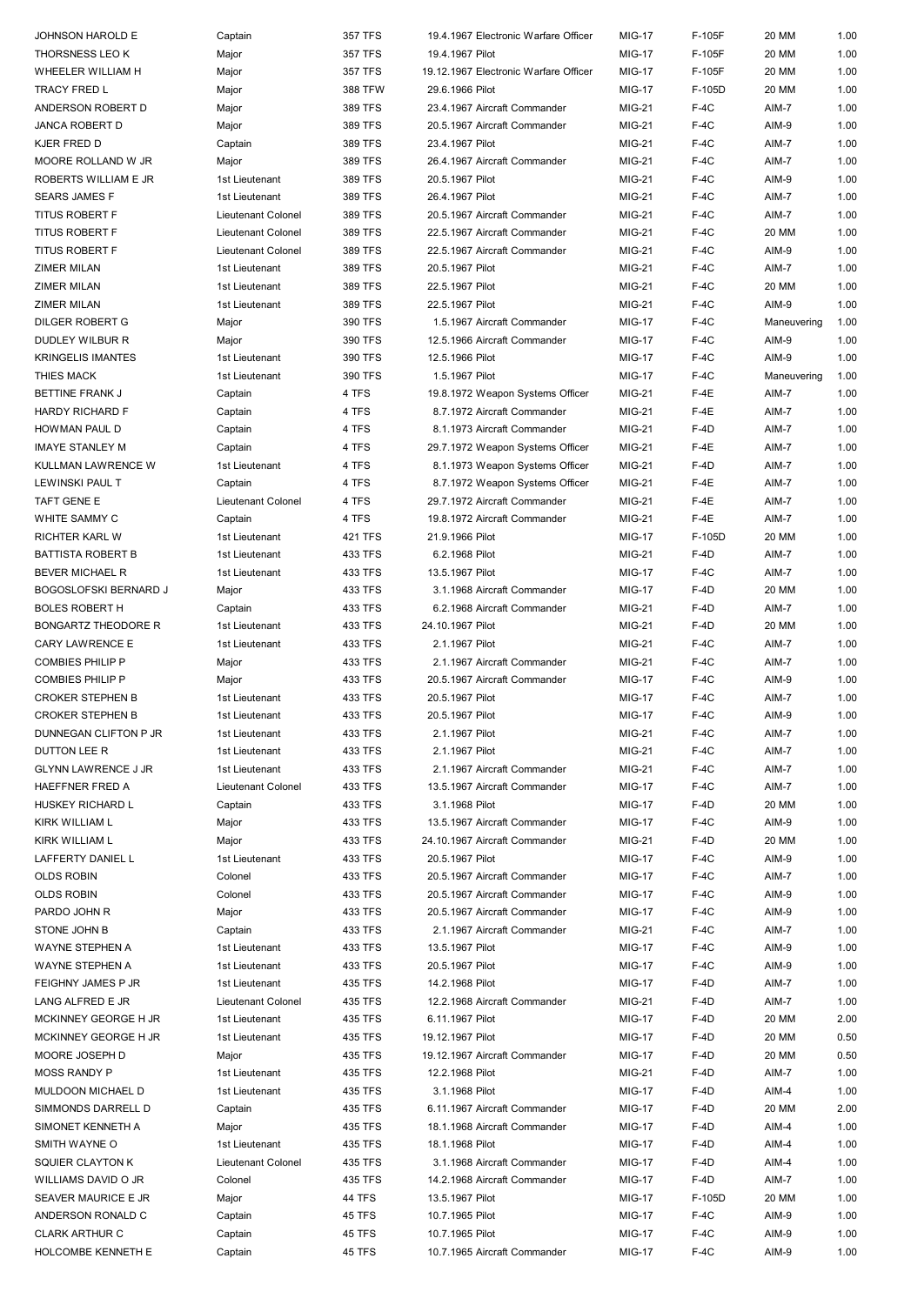| | | | | | | | |
|---|---|---|---|---|---|---|---|
| JOHNSON HAROLD E | Captain | 357 TFS | 19.4.1967 Electronic Warfare Officer | MIG-17 | F-105F | 20 MM | 1.00 |
| THORSNESS LEO K | Major | 357 TFS | 19.4.1967 Pilot | MIG-17 | F-105F | 20 MM | 1.00 |
| WHEELER WILLIAM H | Major | 357 TFS | 19.12.1967 Electronic Warfare Officer | MIG-17 | F-105F | 20 MM | 1.00 |
| TRACY FRED L | Major | 388 TFW | 29.6.1966 Pilot | MIG-17 | F-105D | 20 MM | 1.00 |
| ANDERSON ROBERT D | Major | 389 TFS | 23.4.1967 Aircraft Commander | MIG-21 | F-4C | AIM-7 | 1.00 |
| JANCA ROBERT D | Major | 389 TFS | 20.5.1967 Aircraft Commander | MIG-21 | F-4C | AIM-9 | 1.00 |
| KJER FRED D | Captain | 389 TFS | 23.4.1967 Pilot | MIG-21 | F-4C | AIM-7 | 1.00 |
| MOORE ROLLAND W JR | Major | 389 TFS | 26.4.1967 Aircraft Commander | MIG-21 | F-4C | AIM-7 | 1.00 |
| ROBERTS WILLIAM E JR | 1st Lieutenant | 389 TFS | 20.5.1967 Pilot | MIG-21 | F-4C | AIM-9 | 1.00 |
| SEARS JAMES F | 1st Lieutenant | 389 TFS | 26.4.1967 Pilot | MIG-21 | F-4C | AIM-7 | 1.00 |
| TITUS ROBERT F | Lieutenant Colonel | 389 TFS | 20.5.1967 Aircraft Commander | MIG-21 | F-4C | AIM-7 | 1.00 |
| TITUS ROBERT F | Lieutenant Colonel | 389 TFS | 22.5.1967 Aircraft Commander | MIG-21 | F-4C | 20 MM | 1.00 |
| TITUS ROBERT F | Lieutenant Colonel | 389 TFS | 22.5.1967 Aircraft Commander | MIG-21 | F-4C | AIM-9 | 1.00 |
| ZIMER MILAN | 1st Lieutenant | 389 TFS | 20.5.1967 Pilot | MIG-21 | F-4C | AIM-7 | 1.00 |
| ZIMER MILAN | 1st Lieutenant | 389 TFS | 22.5.1967 Pilot | MIG-21 | F-4C | 20 MM | 1.00 |
| ZIMER MILAN | 1st Lieutenant | 389 TFS | 22.5.1967 Pilot | MIG-21 | F-4C | AIM-9 | 1.00 |
| DILGER ROBERT G | Major | 390 TFS | 1.5.1967 Aircraft Commander | MIG-17 | F-4C | Maneuvering | 1.00 |
| DUDLEY WILBUR R | Major | 390 TFS | 12.5.1966 Aircraft Commander | MIG-17 | F-4C | AIM-9 | 1.00 |
| KRINGELIS IMANTES | 1st Lieutenant | 390 TFS | 12.5.1966 Pilot | MIG-17 | F-4C | AIM-9 | 1.00 |
| THIES MACK | 1st Lieutenant | 390 TFS | 1.5.1967 Pilot | MIG-17 | F-4C | Maneuvering | 1.00 |
| BETTINE FRANK J | Captain | 4 TFS | 19.8.1972 Weapon Systems Officer | MIG-21 | F-4E | AIM-7 | 1.00 |
| HARDY RICHARD F | Captain | 4 TFS | 8.7.1972 Aircraft Commander | MIG-21 | F-4E | AIM-7 | 1.00 |
| HOWMAN PAUL D | Captain | 4 TFS | 8.1.1973 Aircraft Commander | MIG-21 | F-4D | AIM-7 | 1.00 |
| IMAYE STANLEY M | Captain | 4 TFS | 29.7.1972 Weapon Systems Officer | MIG-21 | F-4E | AIM-7 | 1.00 |
| KULLMAN LAWRENCE W | 1st Lieutenant | 4 TFS | 8.1.1973 Weapon Systems Officer | MIG-21 | F-4D | AIM-7 | 1.00 |
| LEWINSKI PAUL T | Captain | 4 TFS | 8.7.1972 Weapon Systems Officer | MIG-21 | F-4E | AIM-7 | 1.00 |
| TAFT GENE E | Lieutenant Colonel | 4 TFS | 29.7.1972 Aircraft Commander | MIG-21 | F-4E | AIM-7 | 1.00 |
| WHITE SAMMY C | Captain | 4 TFS | 19.8.1972 Aircraft Commander | MIG-21 | F-4E | AIM-7 | 1.00 |
| RICHTER KARL W | 1st Lieutenant | 421 TFS | 21.9.1966 Pilot | MIG-17 | F-105D | 20 MM | 1.00 |
| BATTISTA ROBERT B | 1st Lieutenant | 433 TFS | 6.2.1968 Pilot | MIG-21 | F-4D | AIM-7 | 1.00 |
| BEVER MICHAEL R | 1st Lieutenant | 433 TFS | 13.5.1967 Pilot | MIG-17 | F-4C | AIM-7 | 1.00 |
| BOGOSLOFSKI BERNARD J | Major | 433 TFS | 3.1.1968 Aircraft Commander | MIG-17 | F-4D | 20 MM | 1.00 |
| BOLES ROBERT H | Captain | 433 TFS | 6.2.1968 Aircraft Commander | MIG-21 | F-4D | AIM-7 | 1.00 |
| BONGARTZ THEODORE R | 1st Lieutenant | 433 TFS | 24.10.1967 Pilot | MIG-21 | F-4D | 20 MM | 1.00 |
| CARY LAWRENCE E | 1st Lieutenant | 433 TFS | 2.1.1967 Pilot | MIG-21 | F-4C | AIM-7 | 1.00 |
| COMBIES PHILIP P | Major | 433 TFS | 2.1.1967 Aircraft Commander | MIG-21 | F-4C | AIM-7 | 1.00 |
| COMBIES PHILIP P | Major | 433 TFS | 20.5.1967 Aircraft Commander | MIG-17 | F-4C | AIM-9 | 1.00 |
| CROKER STEPHEN B | 1st Lieutenant | 433 TFS | 20.5.1967 Pilot | MIG-17 | F-4C | AIM-7 | 1.00 |
| CROKER STEPHEN B | 1st Lieutenant | 433 TFS | 20.5.1967 Pilot | MIG-17 | F-4C | AIM-9 | 1.00 |
| DUNNEGAN CLIFTON P JR | 1st Lieutenant | 433 TFS | 2.1.1967 Pilot | MIG-21 | F-4C | AIM-7 | 1.00 |
| DUTTON LEE R | 1st Lieutenant | 433 TFS | 2.1.1967 Pilot | MIG-21 | F-4C | AIM-7 | 1.00 |
| GLYNN LAWRENCE J JR | 1st Lieutenant | 433 TFS | 2.1.1967 Aircraft Commander | MIG-21 | F-4C | AIM-7 | 1.00 |
| HAEFFNER FRED A | Lieutenant Colonel | 433 TFS | 13.5.1967 Aircraft Commander | MIG-17 | F-4C | AIM-7 | 1.00 |
| HUSKEY RICHARD L | Captain | 433 TFS | 3.1.1968 Pilot | MIG-17 | F-4D | 20 MM | 1.00 |
| KIRK WILLIAM L | Major | 433 TFS | 13.5.1967 Aircraft Commander | MIG-17 | F-4C | AIM-9 | 1.00 |
| KIRK WILLIAM L | Major | 433 TFS | 24.10.1967 Aircraft Commander | MIG-21 | F-4D | 20 MM | 1.00 |
| LAFFERTY DANIEL L | 1st Lieutenant | 433 TFS | 20.5.1967 Pilot | MIG-17 | F-4C | AIM-9 | 1.00 |
| OLDS ROBIN | Colonel | 433 TFS | 20.5.1967 Aircraft Commander | MIG-17 | F-4C | AIM-7 | 1.00 |
| OLDS ROBIN | Colonel | 433 TFS | 20.5.1967 Aircraft Commander | MIG-17 | F-4C | AIM-9 | 1.00 |
| PARDO JOHN R | Major | 433 TFS | 20.5.1967 Aircraft Commander | MIG-17 | F-4C | AIM-9 | 1.00 |
| STONE JOHN B | Captain | 433 TFS | 2.1.1967 Aircraft Commander | MIG-21 | F-4C | AIM-7 | 1.00 |
| WAYNE STEPHEN A | 1st Lieutenant | 433 TFS | 13.5.1967 Pilot | MIG-17 | F-4C | AIM-9 | 1.00 |
| WAYNE STEPHEN A | 1st Lieutenant | 433 TFS | 20.5.1967 Pilot | MIG-17 | F-4C | AIM-9 | 1.00 |
| FEIGHNY JAMES P JR | 1st Lieutenant | 435 TFS | 14.2.1968 Pilot | MIG-17 | F-4D | AIM-7 | 1.00 |
| LANG ALFRED E JR | Lieutenant Colonel | 435 TFS | 12.2.1968 Aircraft Commander | MIG-21 | F-4D | AIM-7 | 1.00 |
| MCKINNEY GEORGE H JR | 1st Lieutenant | 435 TFS | 6.11.1967 Pilot | MIG-17 | F-4D | 20 MM | 2.00 |
| MCKINNEY GEORGE H JR | 1st Lieutenant | 435 TFS | 19.12.1967 Pilot | MIG-17 | F-4D | 20 MM | 0.50 |
| MOORE JOSEPH D | Major | 435 TFS | 19.12.1967 Aircraft Commander | MIG-17 | F-4D | 20 MM | 0.50 |
| MOSS RANDY P | 1st Lieutenant | 435 TFS | 12.2.1968 Pilot | MIG-21 | F-4D | AIM-7 | 1.00 |
| MULDOON MICHAEL D | 1st Lieutenant | 435 TFS | 3.1.1968 Pilot | MIG-17 | F-4D | AIM-4 | 1.00 |
| SIMMONDS DARRELL D | Captain | 435 TFS | 6.11.1967 Aircraft Commander | MIG-17 | F-4D | 20 MM | 2.00 |
| SIMONET KENNETH A | Major | 435 TFS | 18.1.1968 Aircraft Commander | MIG-17 | F-4D | AIM-4 | 1.00 |
| SMITH WAYNE O | 1st Lieutenant | 435 TFS | 18.1.1968 Pilot | MIG-17 | F-4D | AIM-4 | 1.00 |
| SQUIER CLAYTON K | Lieutenant Colonel | 435 TFS | 3.1.1968 Aircraft Commander | MIG-17 | F-4D | AIM-4 | 1.00 |
| WILLIAMS DAVID O JR | Colonel | 435 TFS | 14.2.1968 Aircraft Commander | MIG-17 | F-4D | AIM-7 | 1.00 |
| SEAVER MAURICE E JR | Major | 44 TFS | 13.5.1967 Pilot | MIG-17 | F-105D | 20 MM | 1.00 |
| ANDERSON RONALD C | Captain | 45 TFS | 10.7.1965 Pilot | MIG-17 | F-4C | AIM-9 | 1.00 |
| CLARK ARTHUR C | Captain | 45 TFS | 10.7.1965 Pilot | MIG-17 | F-4C | AIM-9 | 1.00 |
| HOLCOMBE KENNETH E | Captain | 45 TFS | 10.7.1965 Aircraft Commander | MIG-17 | F-4C | AIM-9 | 1.00 |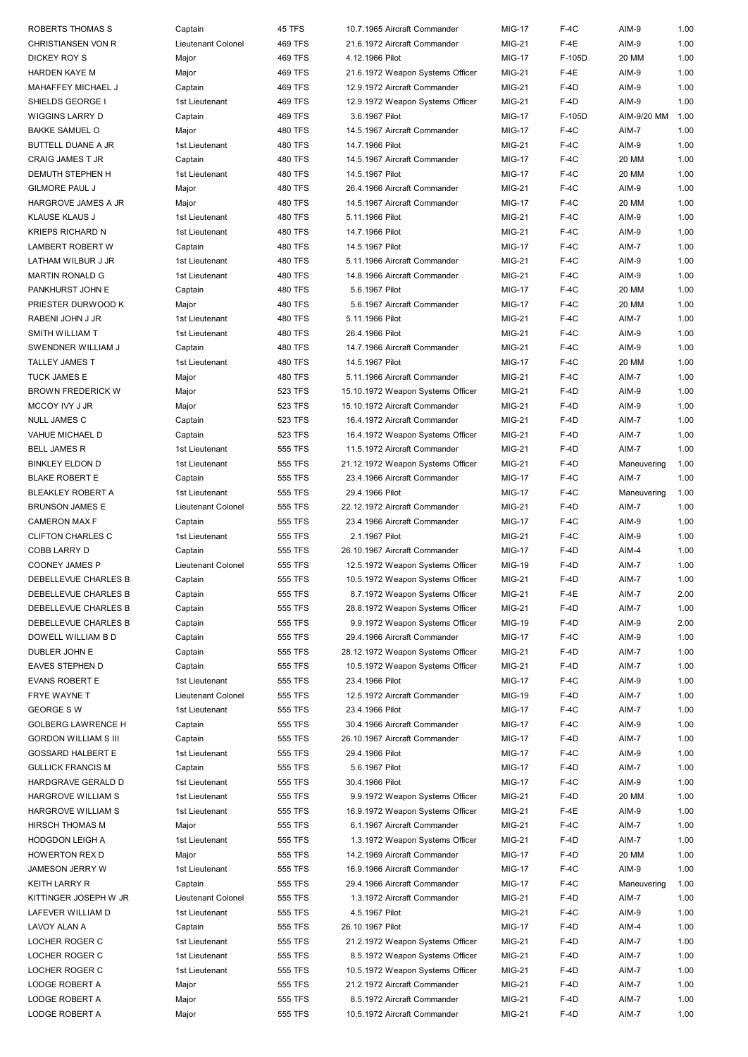| | | | | | | | |
|---|---|---|---|---|---|---|---|
| ROBERTS THOMAS S | Captain | 45 TFS | 10.7.1965 Aircraft Commander | MIG-17 | F-4C | AIM-9 | 1.00 |
| CHRISTIANSEN VON R | Lieutenant Colonel | 469 TFS | 21.6.1972 Aircraft Commander | MIG-21 | F-4E | AIM-9 | 1.00 |
| DICKEY ROY S | Major | 469 TFS | 4.12.1966 Pilot | MIG-17 | F-105D | 20 MM | 1.00 |
| HARDEN KAYE M | Major | 469 TFS | 21.6.1972 Weapon Systems Officer | MIG-21 | F-4E | AIM-9 | 1.00 |
| MAHAFFEY MICHAEL J | Captain | 469 TFS | 12.9.1972 Aircraft Commander | MIG-21 | F-4D | AIM-9 | 1.00 |
| SHIELDS GEORGE I | 1st Lieutenant | 469 TFS | 12.9.1972 Weapon Systems Officer | MIG-21 | F-4D | AIM-9 | 1.00 |
| WIGGINS LARRY D | Captain | 469 TFS | 3.6.1967 Pilot | MIG-17 | F-105D | AIM-9/20 MM | 1.00 |
| BAKKE SAMUEL O | Major | 480 TFS | 14.5.1967 Aircraft Commander | MIG-17 | F-4C | AIM-7 | 1.00 |
| BUTTELL DUANE A JR | 1st Lieutenant | 480 TFS | 14.7.1966 Pilot | MIG-21 | F-4C | AIM-9 | 1.00 |
| CRAIG JAMES T JR | Captain | 480 TFS | 14.5.1967 Aircraft Commander | MIG-17 | F-4C | 20 MM | 1.00 |
| DEMUTH STEPHEN H | 1st Lieutenant | 480 TFS | 14.5.1967 Pilot | MIG-17 | F-4C | 20 MM | 1.00 |
| GILMORE PAUL J | Major | 480 TFS | 26.4.1966 Aircraft Commander | MIG-21 | F-4C | AIM-9 | 1.00 |
| HARGROVE JAMES A JR | Major | 480 TFS | 14.5.1967 Aircraft Commander | MIG-17 | F-4C | 20 MM | 1.00 |
| KLAUSE KLAUS J | 1st Lieutenant | 480 TFS | 5.11.1966 Pilot | MIG-21 | F-4C | AIM-9 | 1.00 |
| KRIEPS RICHARD N | 1st Lieutenant | 480 TFS | 14.7.1966 Pilot | MIG-21 | F-4C | AIM-9 | 1.00 |
| LAMBERT ROBERT W | Captain | 480 TFS | 14.5.1967 Pilot | MIG-17 | F-4C | AIM-7 | 1.00 |
| LATHAM WILBUR J JR | 1st Lieutenant | 480 TFS | 5.11.1966 Aircraft Commander | MIG-21 | F-4C | AIM-9 | 1.00 |
| MARTIN RONALD G | 1st Lieutenant | 480 TFS | 14.8.1966 Aircraft Commander | MIG-21 | F-4C | AIM-9 | 1.00 |
| PANKHURST JOHN E | Captain | 480 TFS | 5.6.1967 Pilot | MIG-17 | F-4C | 20 MM | 1.00 |
| PRIESTER DURWOOD K | Major | 480 TFS | 5.6.1967 Aircraft Commander | MIG-17 | F-4C | 20 MM | 1.00 |
| RABENI JOHN J JR | 1st Lieutenant | 480 TFS | 5.11.1966 Pilot | MIG-21 | F-4C | AIM-7 | 1.00 |
| SMITH WILLIAM T | 1st Lieutenant | 480 TFS | 26.4.1966 Pilot | MIG-21 | F-4C | AIM-9 | 1.00 |
| SWENDNER WILLIAM J | Captain | 480 TFS | 14.7.1966 Aircraft Commander | MIG-21 | F-4C | AIM-9 | 1.00 |
| TALLEY JAMES T | 1st Lieutenant | 480 TFS | 14.5.1967 Pilot | MIG-17 | F-4C | 20 MM | 1.00 |
| TUCK JAMES E | Major | 480 TFS | 5.11.1966 Aircraft Commander | MIG-21 | F-4C | AIM-7 | 1.00 |
| BROWN FREDERICK W | Major | 523 TFS | 15.10.1972 Weapon Systems Officer | MIG-21 | F-4D | AIM-9 | 1.00 |
| MCCOY IVY J JR | Major | 523 TFS | 15.10.1972 Aircraft Commander | MIG-21 | F-4D | AIM-9 | 1.00 |
| NULL JAMES C | Captain | 523 TFS | 16.4.1972 Aircraft Commander | MIG-21 | F-4D | AIM-7 | 1.00 |
| VAHUE MICHAEL D | Captain | 523 TFS | 16.4.1972 Weapon Systems Officer | MIG-21 | F-4D | AIM-7 | 1.00 |
| BELL JAMES R | 1st Lieutenant | 555 TFS | 11.5.1972 Aircraft Commander | MIG-21 | F-4D | AIM-7 | 1.00 |
| BINKLEY ELDON D | 1st Lieutenant | 555 TFS | 21.12.1972 Weapon Systems Officer | MIG-21 | F-4D | Maneuvering | 1.00 |
| BLAKE ROBERT E | Captain | 555 TFS | 23.4.1966 Aircraft Commander | MIG-17 | F-4C | AIM-7 | 1.00 |
| BLEAKLEY ROBERT A | 1st Lieutenant | 555 TFS | 29.4.1966 Pilot | MIG-17 | F-4C | Maneuvering | 1.00 |
| BRUNSON JAMES E | Lieutenant Colonel | 555 TFS | 22.12.1972 Aircraft Commander | MIG-21 | F-4D | AIM-7 | 1.00 |
| CAMERON MAX F | Captain | 555 TFS | 23.4.1966 Aircraft Commander | MIG-17 | F-4C | AIM-9 | 1.00 |
| CLIFTON CHARLES C | 1st Lieutenant | 555 TFS | 2.1.1967 Pilot | MIG-21 | F-4C | AIM-9 | 1.00 |
| COBB LARRY D | Captain | 555 TFS | 26.10.1967 Aircraft Commander | MIG-17 | F-4D | AIM-4 | 1.00 |
| COONEY JAMES P | Lieutenant Colonel | 555 TFS | 12.5.1972 Weapon Systems Officer | MIG-19 | F-4D | AIM-7 | 1.00 |
| DEBELLEVUE CHARLES B | Captain | 555 TFS | 10.5.1972 Weapon Systems Officer | MIG-21 | F-4D | AIM-7 | 1.00 |
| DEBELLEVUE CHARLES B | Captain | 555 TFS | 8.7.1972 Weapon Systems Officer | MIG-21 | F-4E | AIM-7 | 2.00 |
| DEBELLEVUE CHARLES B | Captain | 555 TFS | 28.8.1972 Weapon Systems Officer | MIG-21 | F-4D | AIM-7 | 1.00 |
| DEBELLEVUE CHARLES B | Captain | 555 TFS | 9.9.1972 Weapon Systems Officer | MIG-19 | F-4D | AIM-9 | 2.00 |
| DOWELL WILLIAM B D | Captain | 555 TFS | 29.4.1966 Aircraft Commander | MIG-17 | F-4C | AIM-9 | 1.00 |
| DUBLER JOHN E | Captain | 555 TFS | 28.12.1972 Weapon Systems Officer | MIG-21 | F-4D | AIM-7 | 1.00 |
| EAVES STEPHEN D | Captain | 555 TFS | 10.5.1972 Weapon Systems Officer | MIG-21 | F-4D | AIM-7 | 1.00 |
| EVANS ROBERT E | 1st Lieutenant | 555 TFS | 23.4.1966 Pilot | MIG-17 | F-4C | AIM-9 | 1.00 |
| FRYE WAYNE T | Lieutenant Colonel | 555 TFS | 12.5.1972 Aircraft Commander | MIG-19 | F-4D | AIM-7 | 1.00 |
| GEORGE S W | 1st Lieutenant | 555 TFS | 23.4.1966 Pilot | MIG-17 | F-4C | AIM-7 | 1.00 |
| GOLBERG LAWRENCE H | Captain | 555 TFS | 30.4.1966 Aircraft Commander | MIG-17 | F-4C | AIM-9 | 1.00 |
| GORDON WILLIAM S III | Captain | 555 TFS | 26.10.1967 Aircraft Commander | MIG-17 | F-4D | AIM-7 | 1.00 |
| GOSSARD HALBERT E | 1st Lieutenant | 555 TFS | 29.4.1966 Pilot | MIG-17 | F-4C | AIM-9 | 1.00 |
| GULLICK FRANCIS M | Captain | 555 TFS | 5.6.1967 Pilot | MIG-17 | F-4D | AIM-7 | 1.00 |
| HARDGRAVE GERALD D | 1st Lieutenant | 555 TFS | 30.4.1966 Pilot | MIG-17 | F-4C | AIM-9 | 1.00 |
| HARGROVE WILLIAM S | 1st Lieutenant | 555 TFS | 9.9.1972 Weapon Systems Officer | MIG-21 | F-4D | 20 MM | 1.00 |
| HARGROVE WILLIAM S | 1st Lieutenant | 555 TFS | 16.9.1972 Weapon Systems Officer | MIG-21 | F-4E | AIM-9 | 1.00 |
| HIRSCH THOMAS M | Major | 555 TFS | 6.1.1967 Aircraft Commander | MIG-21 | F-4C | AIM-7 | 1.00 |
| HODGDON LEIGH A | 1st Lieutenant | 555 TFS | 1.3.1972 Weapon Systems Officer | MIG-21 | F-4D | AIM-7 | 1.00 |
| HOWERTON REX D | Major | 555 TFS | 14.2.1969 Aircraft Commander | MIG-17 | F-4D | 20 MM | 1.00 |
| JAMESON JERRY W | 1st Lieutenant | 555 TFS | 16.9.1966 Aircraft Commander | MIG-17 | F-4C | AIM-9 | 1.00 |
| KEITH LARRY R | Captain | 555 TFS | 29.4.1966 Aircraft Commander | MIG-17 | F-4C | Maneuvering | 1.00 |
| KITTINGER JOSEPH W JR | Lieutenant Colonel | 555 TFS | 1.3.1972 Aircraft Commander | MIG-21 | F-4D | AIM-7 | 1.00 |
| LAFEVER WILLIAM D | 1st Lieutenant | 555 TFS | 4.5.1967 Pilot | MIG-21 | F-4C | AIM-9 | 1.00 |
| LAVOY ALAN A | Captain | 555 TFS | 26.10.1967 Pilot | MIG-17 | F-4D | AIM-4 | 1.00 |
| LOCHER ROGER C | 1st Lieutenant | 555 TFS | 21.2.1972 Weapon Systems Officer | MIG-21 | F-4D | AIM-7 | 1.00 |
| LOCHER ROGER C | 1st Lieutenant | 555 TFS | 8.5.1972 Weapon Systems Officer | MIG-21 | F-4D | AIM-7 | 1.00 |
| LOCHER ROGER C | 1st Lieutenant | 555 TFS | 10.5.1972 Weapon Systems Officer | MIG-21 | F-4D | AIM-7 | 1.00 |
| LODGE ROBERT A | Major | 555 TFS | 21.2.1972 Aircraft Commander | MIG-21 | F-4D | AIM-7 | 1.00 |
| LODGE ROBERT A | Major | 555 TFS | 8.5.1972 Aircraft Commander | MIG-21 | F-4D | AIM-7 | 1.00 |
| LODGE ROBERT A | Major | 555 TFS | 10.5.1972 Aircraft Commander | MIG-21 | F-4D | AIM-7 | 1.00 |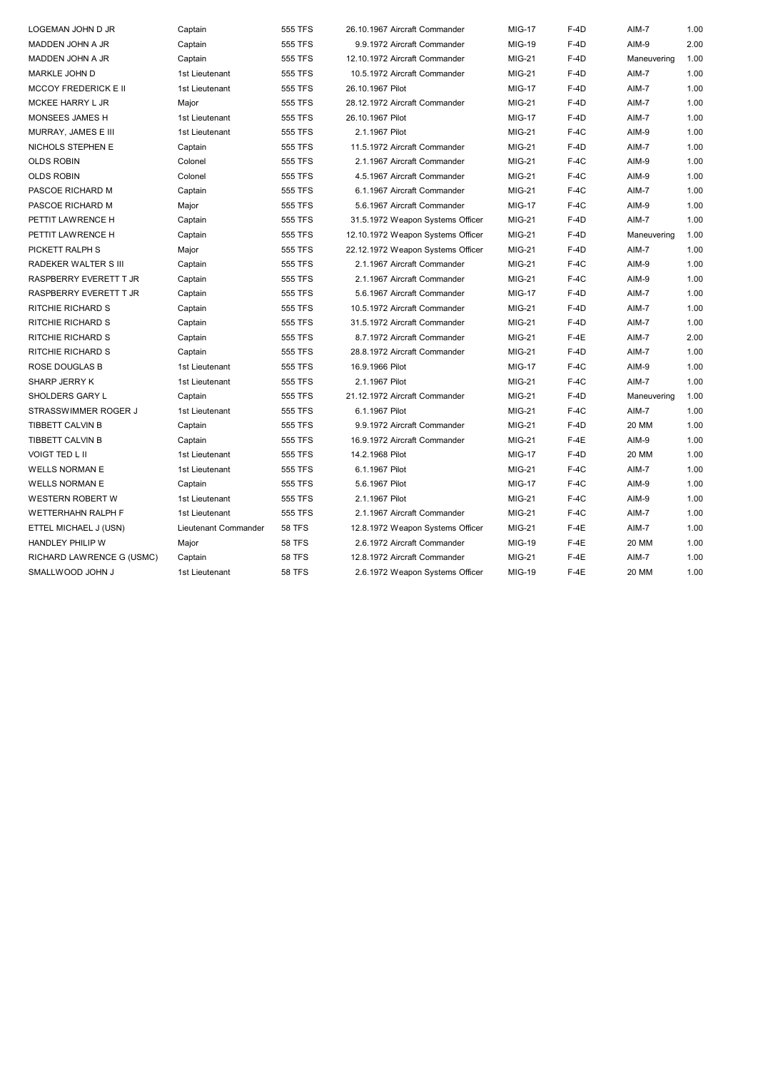| | | | | | | | |
|---|---|---|---|---|---|---|---|
| LOGEMAN JOHN D JR | Captain | 555 TFS | 26.10.1967 Aircraft Commander | MIG-17 | F-4D | AIM-7 | 1.00 |
| MADDEN JOHN A JR | Captain | 555 TFS | 9.9.1972 Aircraft Commander | MIG-19 | F-4D | AIM-9 | 2.00 |
| MADDEN JOHN A JR | Captain | 555 TFS | 12.10.1972 Aircraft Commander | MIG-21 | F-4D | Maneuvering | 1.00 |
| MARKLE JOHN D | 1st Lieutenant | 555 TFS | 10.5.1972 Aircraft Commander | MIG-21 | F-4D | AIM-7 | 1.00 |
| MCCOY FREDERICK E II | 1st Lieutenant | 555 TFS | 26.10.1967 Pilot | MIG-17 | F-4D | AIM-7 | 1.00 |
| MCKEE HARRY L JR | Major | 555 TFS | 28.12.1972 Aircraft Commander | MIG-21 | F-4D | AIM-7 | 1.00 |
| MONSEES JAMES H | 1st Lieutenant | 555 TFS | 26.10.1967 Pilot | MIG-17 | F-4D | AIM-7 | 1.00 |
| MURRAY, JAMES E III | 1st Lieutenant | 555 TFS | 2.1.1967 Pilot | MIG-21 | F-4C | AIM-9 | 1.00 |
| NICHOLS STEPHEN E | Captain | 555 TFS | 11.5.1972 Aircraft Commander | MIG-21 | F-4D | AIM-7 | 1.00 |
| OLDS ROBIN | Colonel | 555 TFS | 2.1.1967 Aircraft Commander | MIG-21 | F-4C | AIM-9 | 1.00 |
| OLDS ROBIN | Colonel | 555 TFS | 4.5.1967 Aircraft Commander | MIG-21 | F-4C | AIM-9 | 1.00 |
| PASCOE RICHARD M | Captain | 555 TFS | 6.1.1967 Aircraft Commander | MIG-21 | F-4C | AIM-7 | 1.00 |
| PASCOE RICHARD M | Major | 555 TFS | 5.6.1967 Aircraft Commander | MIG-17 | F-4C | AIM-9 | 1.00 |
| PETTIT LAWRENCE H | Captain | 555 TFS | 31.5.1972 Weapon Systems Officer | MIG-21 | F-4D | AIM-7 | 1.00 |
| PETTIT LAWRENCE H | Captain | 555 TFS | 12.10.1972 Weapon Systems Officer | MIG-21 | F-4D | Maneuvering | 1.00 |
| PICKETT RALPH S | Major | 555 TFS | 22.12.1972 Weapon Systems Officer | MIG-21 | F-4D | AIM-7 | 1.00 |
| RADEKER WALTER S III | Captain | 555 TFS | 2.1.1967 Aircraft Commander | MIG-21 | F-4C | AIM-9 | 1.00 |
| RASPBERRY EVERETT T JR | Captain | 555 TFS | 2.1.1967 Aircraft Commander | MIG-21 | F-4C | AIM-9 | 1.00 |
| RASPBERRY EVERETT T JR | Captain | 555 TFS | 5.6.1967 Aircraft Commander | MIG-17 | F-4D | AIM-7 | 1.00 |
| RITCHIE RICHARD S | Captain | 555 TFS | 10.5.1972 Aircraft Commander | MIG-21 | F-4D | AIM-7 | 1.00 |
| RITCHIE RICHARD S | Captain | 555 TFS | 31.5.1972 Aircraft Commander | MIG-21 | F-4D | AIM-7 | 1.00 |
| RITCHIE RICHARD S | Captain | 555 TFS | 8.7.1972 Aircraft Commander | MIG-21 | F-4E | AIM-7 | 2.00 |
| RITCHIE RICHARD S | Captain | 555 TFS | 28.8.1972 Aircraft Commander | MIG-21 | F-4D | AIM-7 | 1.00 |
| ROSE DOUGLAS B | 1st Lieutenant | 555 TFS | 16.9.1966 Pilot | MIG-17 | F-4C | AIM-9 | 1.00 |
| SHARP JERRY K | 1st Lieutenant | 555 TFS | 2.1.1967 Pilot | MIG-21 | F-4C | AIM-7 | 1.00 |
| SHOLDERS GARY L | Captain | 555 TFS | 21.12.1972 Aircraft Commander | MIG-21 | F-4D | Maneuvering | 1.00 |
| STRASSWIMMER ROGER J | 1st Lieutenant | 555 TFS | 6.1.1967 Pilot | MIG-21 | F-4C | AIM-7 | 1.00 |
| TIBBETT CALVIN B | Captain | 555 TFS | 9.9.1972 Aircraft Commander | MIG-21 | F-4D | 20 MM | 1.00 |
| TIBBETT CALVIN B | Captain | 555 TFS | 16.9.1972 Aircraft Commander | MIG-21 | F-4E | AIM-9 | 1.00 |
| VOIGT TED L II | 1st Lieutenant | 555 TFS | 14.2.1968 Pilot | MIG-17 | F-4D | 20 MM | 1.00 |
| WELLS NORMAN E | 1st Lieutenant | 555 TFS | 6.1.1967 Pilot | MIG-21 | F-4C | AIM-7 | 1.00 |
| WELLS NORMAN E | Captain | 555 TFS | 5.6.1967 Pilot | MIG-17 | F-4C | AIM-9 | 1.00 |
| WESTERN ROBERT W | 1st Lieutenant | 555 TFS | 2.1.1967 Pilot | MIG-21 | F-4C | AIM-9 | 1.00 |
| WETTERHAHN RALPH F | 1st Lieutenant | 555 TFS | 2.1.1967 Aircraft Commander | MIG-21 | F-4C | AIM-7 | 1.00 |
| ETTEL MICHAEL J (USN) | Lieutenant Commander | 58 TFS | 12.8.1972 Weapon Systems Officer | MIG-21 | F-4E | AIM-7 | 1.00 |
| HANDLEY PHILIP W | Major | 58 TFS | 2.6.1972 Aircraft Commander | MIG-19 | F-4E | 20 MM | 1.00 |
| RICHARD LAWRENCE G (USMC) | Captain | 58 TFS | 12.8.1972 Aircraft Commander | MIG-21 | F-4E | AIM-7 | 1.00 |
| SMALLWOOD JOHN J | 1st Lieutenant | 58 TFS | 2.6.1972 Weapon Systems Officer | MIG-19 | F-4E | 20 MM | 1.00 |